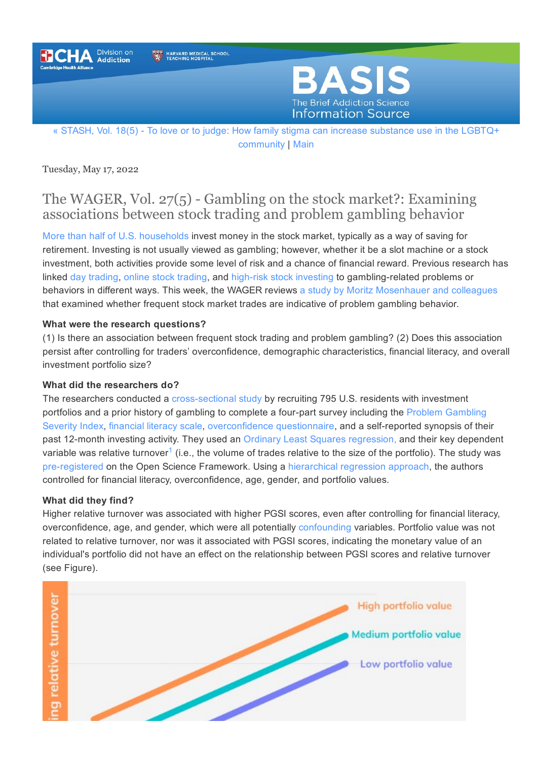« STASH, Vol. 18(5) - To love or to judge: How family stigma can increase substance use in the LGBTQ+ community | Main

Tuesday, May 17, 2022

# The WAGER, Vol. 27(5) - Gambling on the stock market?: Examining associations between stock trading and problem gambling behavior

More than half of U.S. households invest money in the stock market, typically as a way of saving for retirement. Investing is not usually viewed as gambling; however, whether it be a slot machine or a stock investment, both activities provide some level of risk and a chance of financial reward. Previous research has linked day trading, online stock trading, and high-risk stock investing to gambling-related problems or behaviors in different ways. This week, the WAGER reviews a study by Moritz Mosenhauer and colleagues that examined whether frequent stock market trades are indicative of problem gambling behavior.

**What were the research questions?**

(1) Is there an association between frequent stock trading and problem gambling? (2) Does this association persist after controlling for traders' overconfidence, demographic characteristics, financial literacy, and overall investment portfolio size?

**What did the researchers do?**

The researchers conducted a cross-sectional study by recruiting 795 U.S. residents with investment portfolios and a prior history of gambling to complete a four-part survey including the Problem Gambling Severity Index, financial literacy scale, overconfidence questionnaire, and a self-reported synopsis of their past 12-month investing activity. They used an Ordinary Least Squares regression, and their key dependent variable was relative turnover[1] (i.e., the volume of trades relative to the size of the portfolio). The study was pre-registered on the Open Science Framework. Using a hierarchical regression approach, the authors controlled for financial literacy, overconfidence, age, gender, and portfolio values.

**What did they find?**

Higher relative turnover was associated with higher PGSI scores, even after controlling for financial literacy, overconfidence, age, and gender, which were all potentially confounding variables. Portfolio value was not related to relative turnover, nor was it associated with PGSI scores, indicating the monetary value of an individual's portfolio did not have an effect on the relationship between PGSI scores and relative turnover (see Figure).

ing relative turnover

High portfolio value

Medium portfolio value

Low portfolio value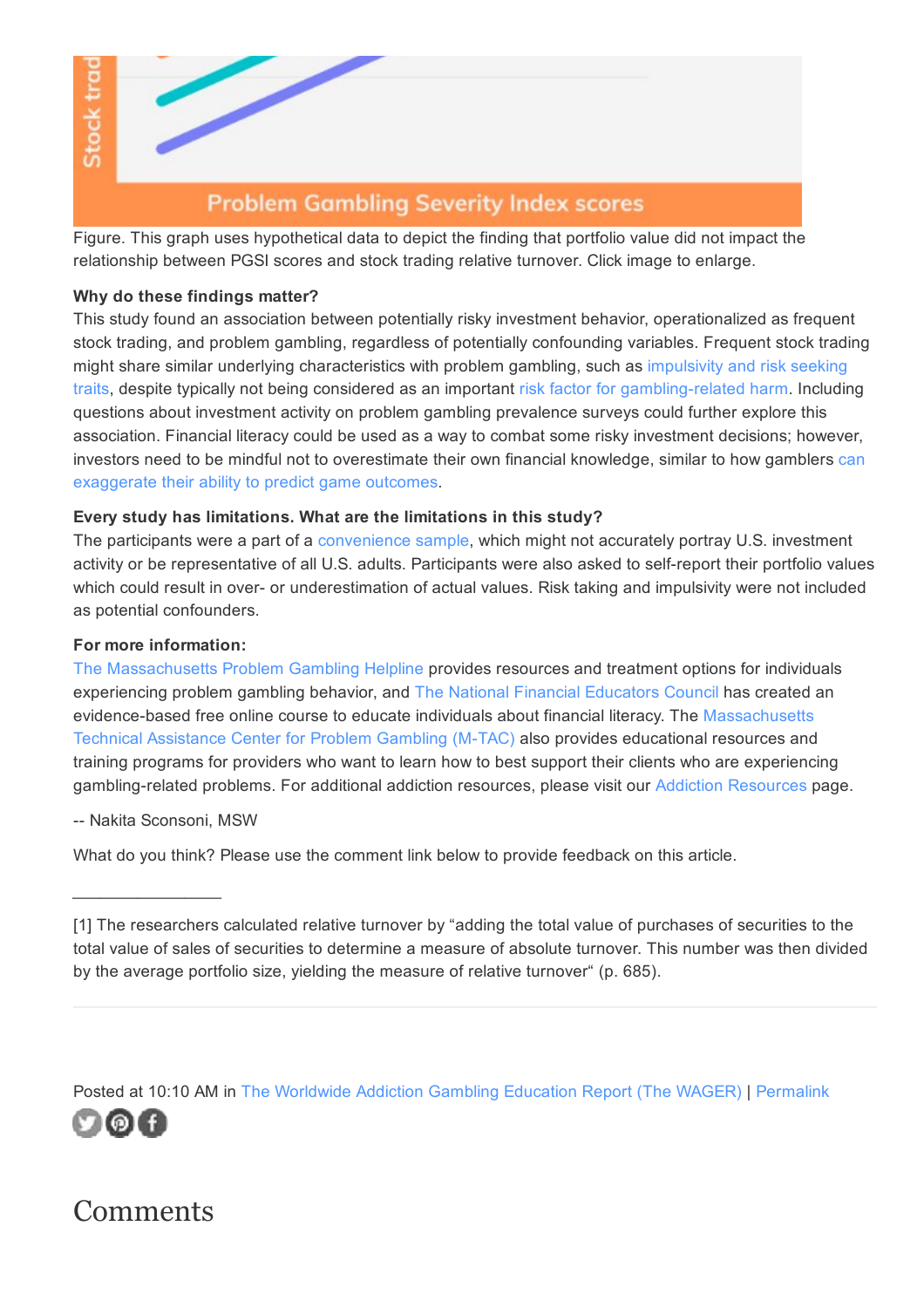Stock trad

Problem Gambling Severity Index scores

Figure. This graph uses hypothetical data to depict the finding that portfolio value did not impact the relationship between PGSI scores and stock trading relative turnover. Click image to enlarge.

**Why do these findings matter?**

This study found an association between potentially risky investment behavior, operationalized as frequent stock trading, and problem gambling, regardless of potentially confounding variables. Frequent stock trading might share similar underlying characteristics with problem gambling, such as impulsivity and risk seeking traits, despite typically not being considered as an important risk factor for gambling-related harm. Including questions about investment activity on problem gambling prevalence surveys could further explore this association. Financial literacy could be used as a way to combat some risky investment decisions; however, investors need to be mindful not to overestimate their own financial knowledge, similar to how gamblers can exaggerate their ability to predict game outcomes.

**Every study has limitations. What are the limitations in this study?**

The participants were a part of a convenience sample, which might not accurately portray U.S. investment activity or be representative of all U.S. adults. Participants were also asked to self-report their portfolio values which could result in over- or underestimation of actual values. Risk taking and impulsivity were not included as potential confounders.

**For more information:**

The Massachusetts Problem Gambling Helpline provides resources and treatment options for individuals experiencing problem gambling behavior, and The National Financial Educators Council has created an evidence-based free online course to educate individuals about financial literacy. The Massachusetts Technical Assistance Center for Problem Gambling (M-TAC) also provides educational resources and training programs for providers who want to learn how to best support their clients who are experiencing gambling-related problems. For additional addiction resources, please visit our Addiction Resources page.

-- Nakita Sconsoni, MSW

What do you think? Please use the comment link below to provide feedback on this article.

---

[1] The researchers calculated relative turnover by "adding the total value of purchases of securities to the total value of sales of securities to determine a measure of absolute turnover. This number was then divided by the average portfolio size, yielding the measure of relative turnover" (p. 685).

Posted at 10:10 AM in The Worldwide Addiction Gambling Education Report (The WAGER) | Permalink

## Comments